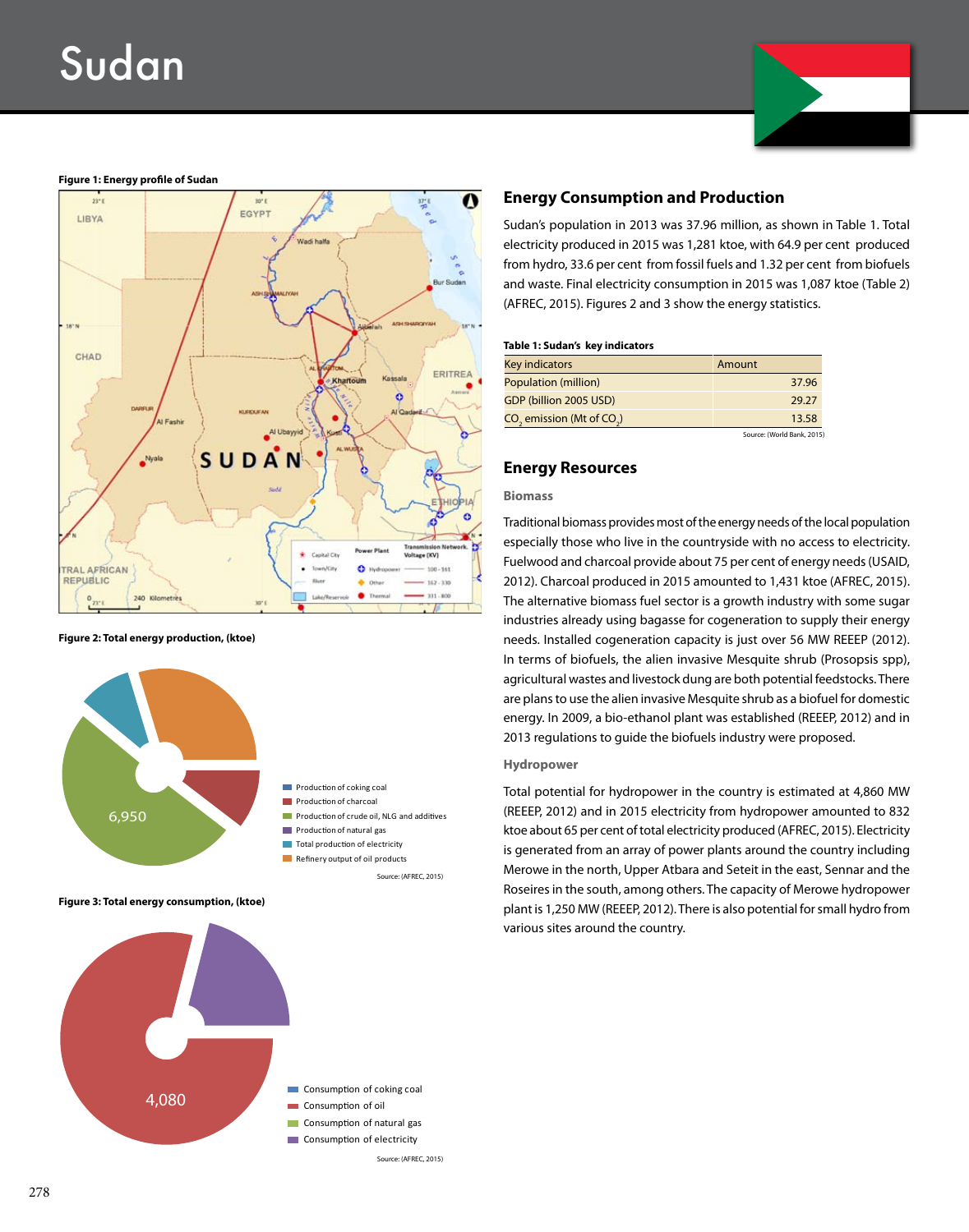# Sudan

**Figure 1: Energy profile of Sudan**

**Figure 2: Total energy production, (ktoe)**

- Production of coking coal
- Production of charcoal
- Production of crude oil, NLG and additives
- Production of natural gas
- Total production of electricity
- Refinery output of oil products

6,950

Source: (AFREC, 2015)

**Figure 3: Total energy consumption, (ktoe)**

- Consumption of coking coal
- Consumption of oil
- Consumption of natural gas
- Consumption of electricity

4,080

Source: (AFREC, 2015)

## Energy Consumption and Production

Sudan's population in 2013 was 37.96 million, as shown in Table 1. Total electricity produced in 2015 was 1,281 ktoe, with 64.9 per cent produced from hydro, 33.6 per cent from fossil fuels and 1.32 per cent from biofuels and waste. Final electricity consumption in 2015 was 1,087 ktoe (Table 2) (AFREC, 2015). Figures 2 and 3 show the energy statistics.

**Table 1: Sudan's key indicators**

| Key indicators | Amount |
|---|---|
| Population (million) | 37.96 |
| GDP (billion 2005 USD) | 29.27 |
| $CO_2$ emission (Mt of $CO_2$) | 13.58 |

Source: (World Bank, 2015)

## Energy Resources

### Biomass

Traditional biomass provides most of the energy needs of the local population especially those who live in the countryside with no access to electricity. Fuelwood and charcoal provide about 75 per cent of energy needs (USAID, 2012). Charcoal produced in 2015 amounted to 1,431 ktoe (AFREC, 2015). The alternative biomass fuel sector is a growth industry with some sugar industries already using bagasse for cogeneration to supply their energy needs. Installed cogeneration capacity is just over 56 MW REEEP (2012). In terms of biofuels, the alien invasive Mesquite shrub (Prosopsis spp), agricultural wastes and livestock dung are both potential feedstocks. There are plans to use the alien invasive Mesquite shrub as a biofuel for domestic energy. In 2009, a bio-ethanol plant was established (REEEP, 2012) and in 2013 regulations to guide the biofuels industry were proposed.

### Hydropower

Total potential for hydropower in the country is estimated at 4,860 MW (REEEP, 2012) and in 2015 electricity from hydropower amounted to 832 ktoe about 65 per cent of total electricity produced (AFREC, 2015). Electricity is generated from an array of power plants around the country including Merowe in the north, Upper Atbara and Seteit in the east, Sennar and the Roseires in the south, among others. The capacity of Merowe hydropower plant is 1,250 MW (REEEP, 2012). There is also potential for small hydro from various sites around the country.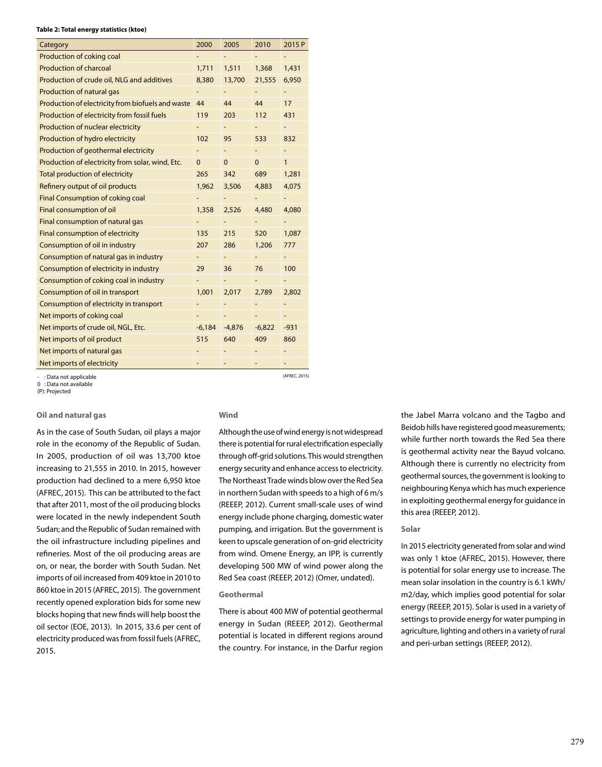**Table 2: Total energy statistics (ktoe)**

| Category | 2000 | 2005 | 2010 | 2015 P |
|---|---|---|---|---|
| Production of coking coal | - | - | - | - |
| Production of charcoal | 1,711 | 1,511 | 1,368 | 1,431 |
| Production of crude oil, NLG and additives | 8,380 | 13,700 | 21,555 | 6,950 |
| Production of natural gas | - | - | - | - |
| Production of electricity from biofuels and waste | 44 | 44 | 44 | 17 |
| Production of electricity from fossil fuels | 119 | 203 | 112 | 431 |
| Production of nuclear electricity | - | - | - | - |
| Production of hydro electricity | 102 | 95 | 533 | 832 |
| Production of geothermal electricity | - | - | - | - |
| Production of electricity from solar, wind, Etc. | 0 | 0 | 0 | 1 |
| Total production of electricity | 265 | 342 | 689 | 1,281 |
| Refinery output of oil products | 1,962 | 3,506 | 4,883 | 4,075 |
| Final Consumption of coking coal | - | - | - | - |
| Final consumption of oil | 1,358 | 2,526 | 4,480 | 4,080 |
| Final consumption of natural gas | - | - | - | - |
| Final consumption of electricity | 135 | 215 | 520 | 1,087 |
| Consumption of oil in industry | 207 | 286 | 1,206 | 777 |
| Consumption of natural gas in industry | - | - | - | - |
| Consumption of electricity in industry | 29 | 36 | 76 | 100 |
| Consumption of coking coal in industry | - | - | - | - |
| Consumption of oil in transport | 1,001 | 2,017 | 2,789 | 2,802 |
| Consumption of electricity in transport | - | - | - | - |
| Net imports of coking coal | - | - | - | - |
| Net imports of crude oil, NGL, Etc. | -6,184 | -4,876 | -6,822 | -931 |
| Net imports of oil product | 515 | 640 | 409 | 860 |
| Net imports of natural gas | - | - | - | - |
| Net imports of electricity | - | - | - | - |

- : Data not applicable
0 : Data not available
(P): Projected

(AFREC, 2015)

### Oil and natural gas

As in the case of South Sudan, oil plays a major role in the economy of the Republic of Sudan. In 2005, production of oil was 13,700 ktoe increasing to 21,555 in 2010. In 2015, however production had declined to a mere 6,950 ktoe (AFREC, 2015). This can be attributed to the fact that after 2011, most of the oil producing blocks were located in the newly independent South Sudan; and the Republic of Sudan remained with the oil infrastructure including pipelines and refineries. Most of the oil producing areas are on, or near, the border with South Sudan. Net imports of oil increased from 409 ktoe in 2010 to 860 ktoe in 2015 (AFREC, 2015). The government recently opened exploration bids for some new blocks hoping that new finds will help boost the oil sector (EOE, 2013). In 2015, 33.6 per cent of electricity produced was from fossil fuels (AFREC, 2015.

### Wind

Although the use of wind energy is not widespread there is potential for rural electrification especially through off-grid solutions. This would strengthen energy security and enhance access to electricity. The Northeast Trade winds blow over the Red Sea in northern Sudan with speeds to a high of 6 m/s (REEEP, 2012). Current small-scale uses of wind energy include phone charging, domestic water pumping, and irrigation. But the government is keen to upscale generation of on-grid electricity from wind. Omene Energy, an IPP, is currently developing 500 MW of wind power along the Red Sea coast (REEEP, 2012) (Omer, undated).

### Geothermal

There is about 400 MW of potential geothermal energy in Sudan (REEEP, 2012). Geothermal potential is located in different regions around the country. For instance, in the Darfur region the Jabel Marra volcano and the Tagbo and Beidob hills have registered good measurements; while further north towards the Red Sea there is geothermal activity near the Bayud volcano. Although there is currently no electricity from geothermal sources, the government is looking to neighbouring Kenya which has much experience in exploiting geothermal energy for guidance in this area (REEEP, 2012).

### Solar

In 2015 electricity generated from solar and wind was only 1 ktoe (AFREC, 2015). However, there is potential for solar energy use to increase. The mean solar insolation in the country is 6.1 kWh/m2/day, which implies good potential for solar energy (REEEP, 2015). Solar is used in a variety of settings to provide energy for water pumping in agriculture, lighting and others in a variety of rural and peri-urban settings (REEEP, 2012).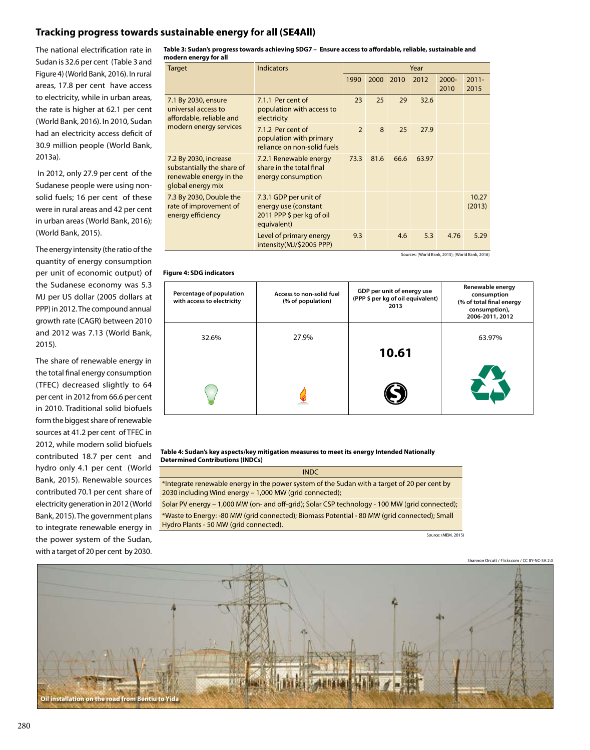## Tracking progress towards sustainable energy for all (SE4All)

The national electrification rate in Sudan is 32.6 per cent (Table 3 and Figure 4) (World Bank, 2016). In rural areas, 17.8 per cent have access to electricity, while in urban areas, the rate is higher at 62.1 per cent (World Bank, 2016). In 2010, Sudan had an electricity access deficit of 30.9 million people (World Bank, 2013a).

In 2012, only 27.9 per cent of the Sudanese people were using non-solid fuels; 16 per cent of these were in rural areas and 42 per cent in urban areas (World Bank, 2016); (World Bank, 2015).

The energy intensity (the ratio of the quantity of energy consumption per unit of economic output) of the Sudanese economy was 5.3 MJ per US dollar (2005 dollars at PPP) in 2012. The compound annual growth rate (CAGR) between 2010 and 2012 was 7.13 (World Bank, 2015).

The share of renewable energy in the total final energy consumption (TFEC) decreased slightly to 64 per cent in 2012 from 66.6 per cent in 2010. Traditional solid biofuels form the biggest share of renewable sources at 41.2 per cent of TFEC in 2012, while modern solid biofuels contributed 18.7 per cent and hydro only 4.1 per cent (World Bank, 2015). Renewable sources contributed 70.1 per cent share of electricity generation in 2012 (World Bank, 2015). The government plans to integrate renewable energy in the power system of the Sudan, with a target of 20 per cent by 2030.

**Table 3: Sudan's progress towards achieving SDG7 – Ensure access to affordable, reliable, sustainable and modern energy for all**

| Target | Indicators | Year | | | | | |
|---|---|---|---|---|---|---|---|
| | | 1990 | 2000 | 2010 | 2012 | 2000-2010 | 2011-2015 |
| 7.1 By 2030, ensure universal access to affordable, reliable and modern energy services | 7.1.1 Per cent of population with access to electricity | 23 | 25 | 29 | 32.6 | | |
| | 7.1.2 Per cent of population with primary reliance on non-solid fuels | 2 | 8 | 25 | 27.9 | | |
| 7.2 By 2030, increase substantially the share of renewable energy in the global energy mix | 7.2.1 Renewable energy share in the total final energy consumption | 73.3 | 81.6 | 66.6 | 63.97 | | |
| 7.3 By 2030, Double the rate of improvement of energy efficiency | 7.3.1 GDP per unit of energy use (constant 2011 PPP $ per kg of oil equivalent) | | | | | | 10.27 (2013) |
| | Level of primary energy intensity(MJ/$2005 PPP) | 9.3 | | 4.6 | 5.3 | 4.76 | 5.29 |

Sources: (World Bank, 2015); (World Bank, 2016)

**Figure 4: SDG indicators**

| Percentage of population with access to electricity | Access to non-solid fuel (% of population) | GDP per unit of energy use (PPP $ per kg of oil equivalent) 2013 | Renewable energy consumption (% of total final energy consumption), 2006-2011, 2012 |
|---|---|---|---|
| 32.6% | 27.9% | 10.61 | 63.97% |

**Table 4: Sudan's key aspects/key mitigation measures to meet its energy Intended Nationally Determined Contributions (INDCs)**

| INDC |
|---|
| *Integrate renewable energy in the power system of the Sudan with a target of 20 per cent by 2030 including Wind energy – 1,000 MW (grid connected); |
| Solar PV energy – 1,000 MW (on- and off-grid); Solar CSP technology - 100 MW (grid connected); |
| *Waste to Energy: -80 MW (grid connected); Biomass Potential - 80 MW (grid connected); Small Hydro Plants - 50 MW (grid connected). |

Source: (MEM, 2015)

Shannon Orcutt / Flickr.com / CC BY-NC-SA 2.0

Oil installation on the road from Bentiu to Yida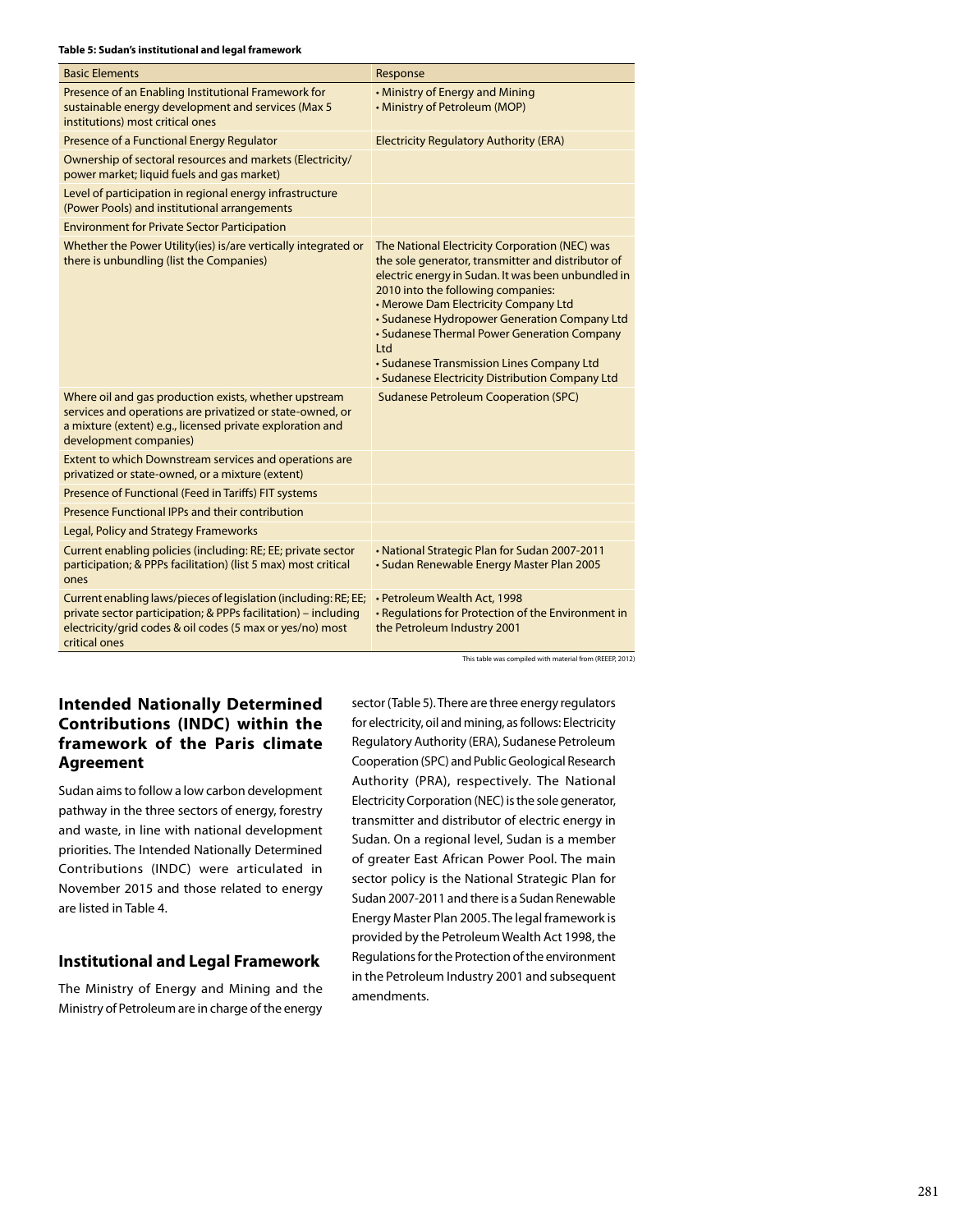**Table 5: Sudan's institutional and legal framework**

| Basic Elements | Response |
|---|---|
| Presence of an Enabling Institutional Framework for sustainable energy development and services (Max 5 institutions) most critical ones | • Ministry of Energy and Mining<br>• Ministry of Petroleum (MOP) |
| Presence of a Functional Energy Regulator | Electricity Regulatory Authority (ERA) |
| Ownership of sectoral resources and markets (Electricity/ power market; liquid fuels and gas market) | |
| Level of participation in regional energy infrastructure (Power Pools) and institutional arrangements | |
| Environment for Private Sector Participation | |
| Whether the Power Utility(ies) is/are vertically integrated or there is unbundling (list the Companies) | The National Electricity Corporation (NEC) was the sole generator, transmitter and distributor of electric energy in Sudan. It was been unbundled in 2010 into the following companies:<br>• Merowe Dam Electricity Company Ltd<br>• Sudanese Hydropower Generation Company Ltd<br>• Sudanese Thermal Power Generation Company Ltd<br>• Sudanese Transmission Lines Company Ltd<br>• Sudanese Electricity Distribution Company Ltd |
| Where oil and gas production exists, whether upstream services and operations are privatized or state-owned, or a mixture (extent) e.g., licensed private exploration and development companies) | Sudanese Petroleum Cooperation (SPC) |
| Extent to which Downstream services and operations are privatized or state-owned, or a mixture (extent) | |
| Presence of Functional (Feed in Tariffs) FIT systems | |
| Presence Functional IPPs and their contribution | |
| Legal, Policy and Strategy Frameworks | |
| Current enabling policies (including: RE; EE; private sector participation; & PPPs facilitation) (list 5 max) most critical ones | • National Strategic Plan for Sudan 2007-2011<br>• Sudan Renewable Energy Master Plan 2005 |
| Current enabling laws/pieces of legislation (including: RE; EE; private sector participation; & PPPs facilitation) – including electricity/grid codes & oil codes (5 max or yes/no) most critical ones | • Petroleum Wealth Act, 1998<br>• Regulations for Protection of the Environment in the Petroleum Industry 2001 |

This table was compiled with material from (REEEP, 2012)

## Intended Nationally Determined Contributions (INDC) within the framework of the Paris climate Agreement

Sudan aims to follow a low carbon development pathway in the three sectors of energy, forestry and waste, in line with national development priorities. The Intended Nationally Determined Contributions (INDC) were articulated in November 2015 and those related to energy are listed in Table 4.

## Institutional and Legal Framework

The Ministry of Energy and Mining and the Ministry of Petroleum are in charge of the energy sector (Table 5). There are three energy regulators for electricity, oil and mining, as follows: Electricity Regulatory Authority (ERA), Sudanese Petroleum Cooperation (SPC) and Public Geological Research Authority (PRA), respectively. The National Electricity Corporation (NEC) is the sole generator, transmitter and distributor of electric energy in Sudan. On a regional level, Sudan is a member of greater East African Power Pool. The main sector policy is the National Strategic Plan for Sudan 2007-2011 and there is a Sudan Renewable Energy Master Plan 2005. The legal framework is provided by the Petroleum Wealth Act 1998, the Regulations for the Protection of the environment in the Petroleum Industry 2001 and subsequent amendments.